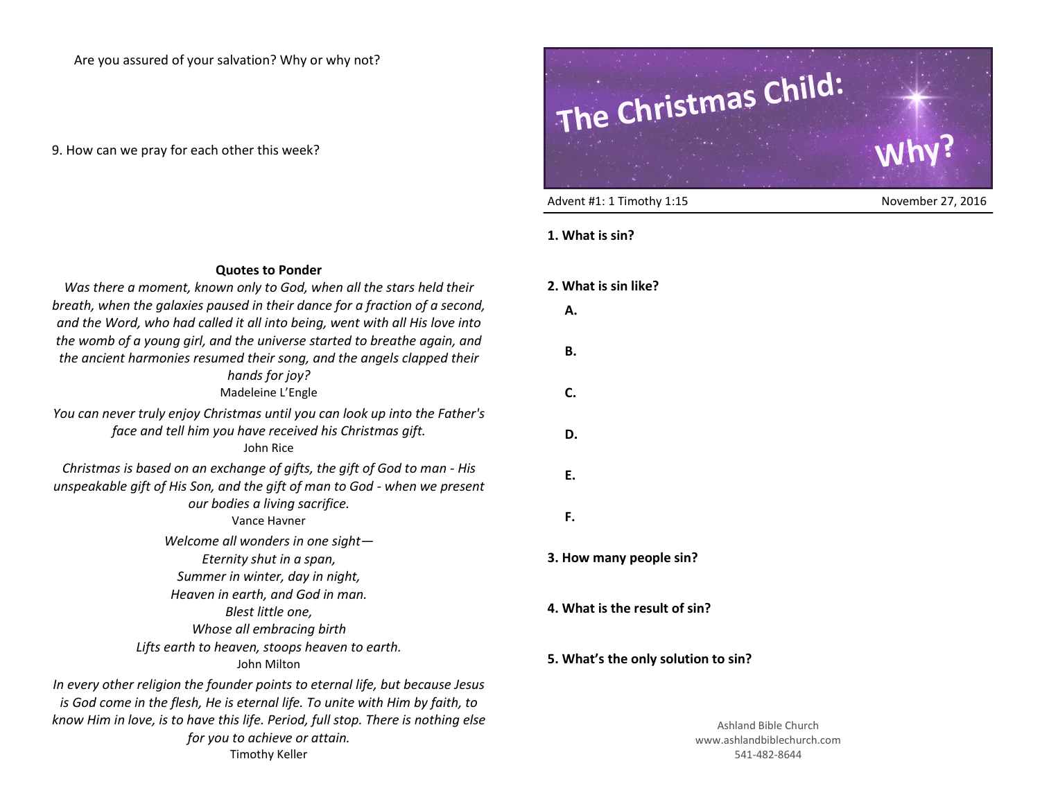Are you assured of your salvation? Why or why not?

9. How can we pray for each other this week?

**Quotes to Ponder**

*Was there a moment, known only to God, when all the stars held their breath, when the galaxies paused in their dance for a fraction of a second, and the Word, who had called it all into being, went with all His love into the womb of a young girl, and the universe started to breathe again, and the ancient harmonies resumed their song, and the angels clapped their hands for joy?*
Madeleine L'Engle

*You can never truly enjoy Christmas until you can look up into the Father's face and tell him you have received his Christmas gift.*
John Rice

*Christmas is based on an exchange of gifts, the gift of God to man - His unspeakable gift of His Son, and the gift of man to God - when we present our bodies a living sacrifice.*
Vance Havner

*Welcome all wonders in one sight—*
*Eternity shut in a span,*
*Summer in winter, day in night,*
*Heaven in earth, and God in man.*
*Blest little one,*
*Whose all embracing birth*
*Lifts earth to heaven, stoops heaven to earth.*
John Milton

*In every other religion the founder points to eternal life, but because Jesus is God come in the flesh, He is eternal life. To unite with Him by faith, to know Him in love, is to have this life. Period, full stop. There is nothing else for you to achieve or attain.*
Timothy Keller

# The Christmas Child: Why?

Advent #1: 1 Timothy 1:15 — November 27, 2016

**1. What is sin?**

**2. What is sin like?**

**A.**

**B.**

**C.**

**D.**

**E.**

**F.**

**3. How many people sin?**

**4. What is the result of sin?**

**5. What's the only solution to sin?**

Ashland Bible Church
www.ashlandbiblechurch.com
541-482-8644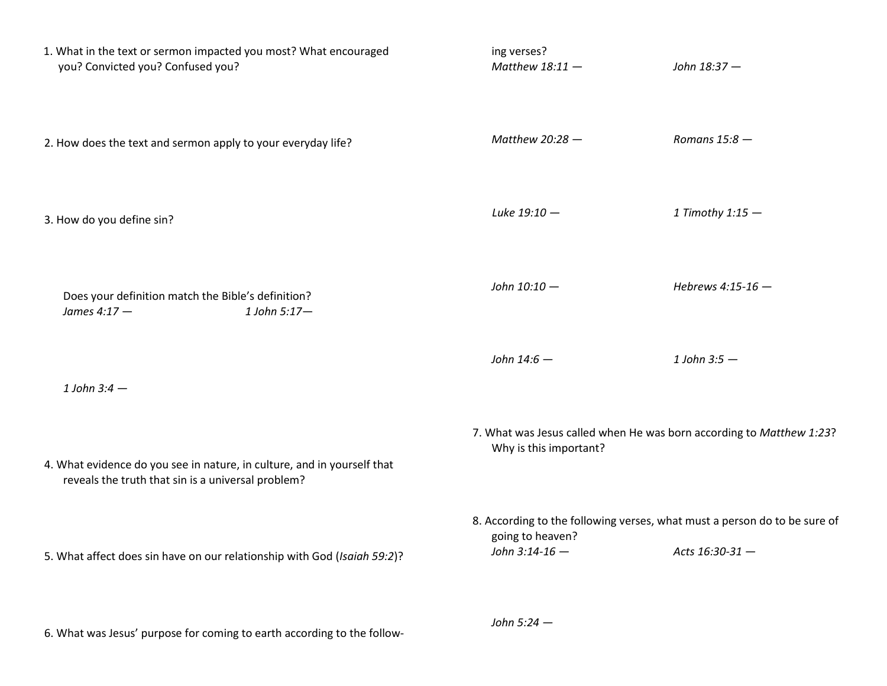1. What in the text or sermon impacted you most? What encouraged you? Convicted you? Confused you?

2. How does the text and sermon apply to your everyday life?

3. How do you define sin?

   Does your definition match the Bible's definition?

   *James 4:17* —

   *1 John 5:17*—

   *1 John 3:4* —

4. What evidence do you see in nature, in culture, and in yourself that reveals the truth that sin is a universal problem?

5. What affect does sin have on our relationship with God (*Isaiah 59:2*)?

6. What was Jesus' purpose for coming to earth according to the following verses?

   *Matthew 18:11* —

   *John 18:37* —

   *Matthew 20:28* —

   *Romans 15:8* —

   *Luke 19:10* —

   *1 Timothy 1:15* —

   *John 10:10* —

   *Hebrews 4:15-16* —

   *John 14:6* —

   *1 John 3:5* —

7. What was Jesus called when He was born according to *Matthew 1:23*? Why is this important?

8. According to the following verses, what must a person do to be sure of going to heaven?

   *John 3:14-16* —

   *Acts 16:30-31* —

   *John 5:24* —